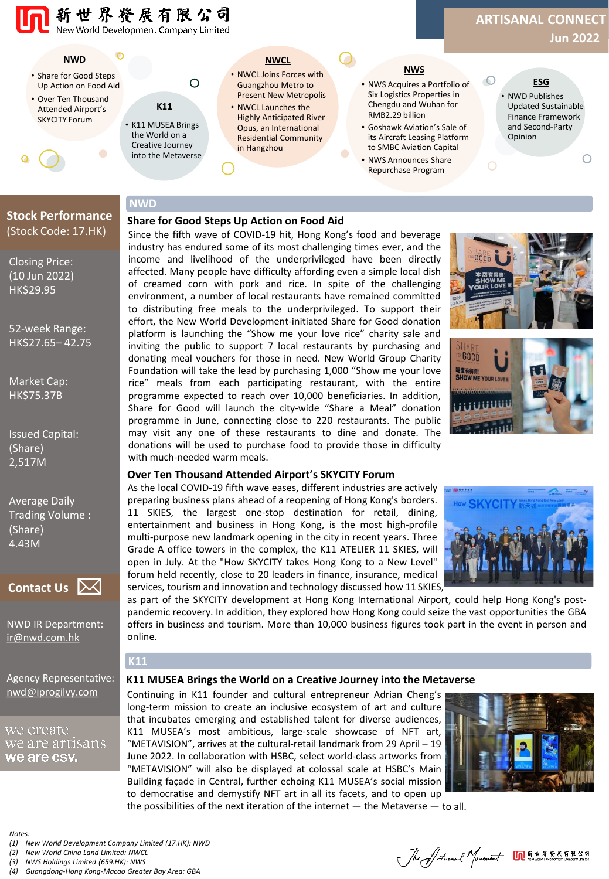新世界發展有限公司
New World Development Company Limited

# ARTISANAL CONNECT
## Jun 2022

**NWD**
- Share for Good Steps Up Action on Food Aid
- Over Ten Thousand Attended Airport's SKYCITY Forum

**K11**
- K11 MUSEA Brings the World on a Creative Journey into the Metaverse

**NWCL**
- NWCL Joins Forces with Guangzhou Metro to Present New Metropolis
- NWCL Launches the Highly Anticipated River Opus, an International Residential Community in Hangzhou

**NWS**
- NWS Acquires a Portfolio of Six Logistics Properties in Chengdu and Wuhan for RMB2.29 billion
- Goshawk Aviation's Sale of its Aircraft Leasing Platform to SMBC Aviation Capital
- NWS Announces Share Repurchase Program

**ESG**
- NWD Publishes Updated Sustainable Finance Framework and Second-Party Opinion

## Stock Performance
(Stock Code: 17.HK)

Closing Price: (10 Jun 2022) HK$29.95

52-week Range: HK$27.65– 42.75

Market Cap: HK$75.37B

Issued Capital: (Share) 2,517M

Average Daily Trading Volume : (Share) 4.43M

## Contact Us

NWD IR Department: ir@nwd.com.hk

Agency Representative: nwd@iprogilvy.com

we create
we are artisans
we are csv.

## NWD

### Share for Good Steps Up Action on Food Aid

Since the fifth wave of COVID-19 hit, Hong Kong's food and beverage industry has endured some of its most challenging times ever, and the income and livelihood of the underprivileged have been directly affected. Many people have difficulty affording even a simple local dish of creamed corn with pork and rice. In spite of the challenging environment, a number of local restaurants have remained committed to distributing free meals to the underprivileged. To support their effort, the New World Development-initiated Share for Good donation platform is launching the "Show me your love rice" charity sale and inviting the public to support 7 local restaurants by purchasing and donating meal vouchers for those in need. New World Group Charity Foundation will take the lead by purchasing 1,000 "Show me your love rice" meals from each participating restaurant, with the entire programme expected to reach over 10,000 beneficiaries. In addition, Share for Good will launch the city-wide "Share a Meal" donation programme in June, connecting close to 220 restaurants. The public may visit any one of these restaurants to dine and donate. The donations will be used to purchase food to provide those in difficulty with much-needed warm meals.

### Over Ten Thousand Attended Airport's SKYCITY Forum

As the local COVID-19 fifth wave eases, different industries are actively preparing business plans ahead of a reopening of Hong Kong's borders. 11 SKIES, the largest one-stop destination for retail, dining, entertainment and business in Hong Kong, is the most high-profile multi-purpose new landmark opening in the city in recent years. Three Grade A office towers in the complex, the K11 ATELIER 11 SKIES, will open in July. At the "How SKYCITY takes Hong Kong to a New Level" forum held recently, close to 20 leaders in finance, insurance, medical services, tourism and innovation and technology discussed how 11 SKIES, as part of the SKYCITY development at Hong Kong International Airport, could help Hong Kong's post-pandemic recovery. In addition, they explored how Hong Kong could seize the vast opportunities the GBA offers in business and tourism. More than 10,000 business figures took part in the event in person and online.

## K11

### K11 MUSEA Brings the World on a Creative Journey into the Metaverse

Continuing in K11 founder and cultural entrepreneur Adrian Cheng's long-term mission to create an inclusive ecosystem of art and culture that incubates emerging and established talent for diverse audiences, K11 MUSEA's most ambitious, large-scale showcase of NFT art, "METAVISION", arrives at the cultural-retail landmark from 29 April – 19 June 2022. In collaboration with HSBC, select world-class artworks from "METAVISION" will also be displayed at colossal scale at HSBC's Main Building façade in Central, further echoing K11 MUSEA's social mission to democratise and demystify NFT art in all its facets, and to open up the possibilities of the next iteration of the internet — the Metaverse — to all.

*Notes:*
*(1) New World Development Company Limited (17.HK): NWD*
*(2) New World China Land Limited: NWCL*
*(3) NWS Holdings Limited (659.HK): NWS*
*(4) Guangdong-Hong Kong-Macao Greater Bay Area: GBA*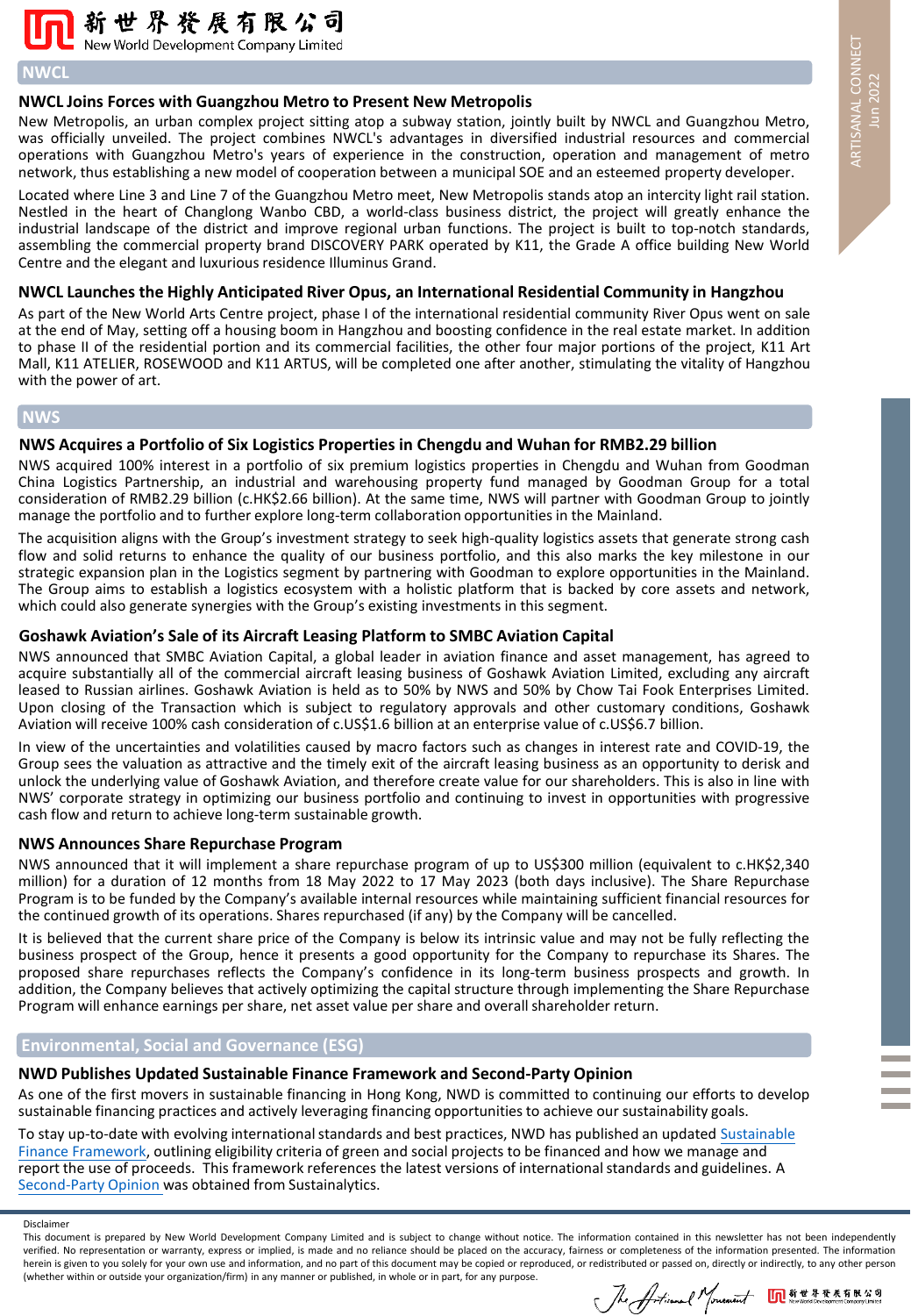## NWCL

### NWCL Joins Forces with Guangzhou Metro to Present New Metropolis

New Metropolis, an urban complex project sitting atop a subway station, jointly built by NWCL and Guangzhou Metro, was officially unveiled. The project combines NWCL's advantages in diversified industrial resources and commercial operations with Guangzhou Metro's years of experience in the construction, operation and management of metro network, thus establishing a new model of cooperation between a municipal SOE and an esteemed property developer.

Located where Line 3 and Line 7 of the Guangzhou Metro meet, New Metropolis stands atop an intercity light rail station. Nestled in the heart of Changlong Wanbo CBD, a world-class business district, the project will greatly enhance the industrial landscape of the district and improve regional urban functions. The project is built to top-notch standards, assembling the commercial property brand DISCOVERY PARK operated by K11, the Grade A office building New World Centre and the elegant and luxurious residence Illuminus Grand.

### NWCL Launches the Highly Anticipated River Opus, an International Residential Community in Hangzhou

As part of the New World Arts Centre project, phase I of the international residential community River Opus went on sale at the end of May, setting off a housing boom in Hangzhou and boosting confidence in the real estate market. In addition to phase II of the residential portion and its commercial facilities, the other four major portions of the project, K11 Art Mall, K11 ATELIER, ROSEWOOD and K11 ARTUS, will be completed one after another, stimulating the vitality of Hangzhou with the power of art.

## NWS

### NWS Acquires a Portfolio of Six Logistics Properties in Chengdu and Wuhan for RMB2.29 billion

NWS acquired 100% interest in a portfolio of six premium logistics properties in Chengdu and Wuhan from Goodman China Logistics Partnership, an industrial and warehousing property fund managed by Goodman Group for a total consideration of RMB2.29 billion (c.HK$2.66 billion). At the same time, NWS will partner with Goodman Group to jointly manage the portfolio and to further explore long-term collaboration opportunities in the Mainland.

The acquisition aligns with the Group's investment strategy to seek high-quality logistics assets that generate strong cash flow and solid returns to enhance the quality of our business portfolio, and this also marks the key milestone in our strategic expansion plan in the Logistics segment by partnering with Goodman to explore opportunities in the Mainland. The Group aims to establish a logistics ecosystem with a holistic platform that is backed by core assets and network, which could also generate synergies with the Group's existing investments in this segment.

### Goshawk Aviation's Sale of its Aircraft Leasing Platform to SMBC Aviation Capital

NWS announced that SMBC Aviation Capital, a global leader in aviation finance and asset management, has agreed to acquire substantially all of the commercial aircraft leasing business of Goshawk Aviation Limited, excluding any aircraft leased to Russian airlines. Goshawk Aviation is held as to 50% by NWS and 50% by Chow Tai Fook Enterprises Limited. Upon closing of the Transaction which is subject to regulatory approvals and other customary conditions, Goshawk Aviation will receive 100% cash consideration of c.US$1.6 billion at an enterprise value of c.US$6.7 billion.

In view of the uncertainties and volatilities caused by macro factors such as changes in interest rate and COVID-19, the Group sees the valuation as attractive and the timely exit of the aircraft leasing business as an opportunity to derisk and unlock the underlying value of Goshawk Aviation, and therefore create value for our shareholders. This is also in line with NWS' corporate strategy in optimizing our business portfolio and continuing to invest in opportunities with progressive cash flow and return to achieve long-term sustainable growth.

### NWS Announces Share Repurchase Program

NWS announced that it will implement a share repurchase program of up to US$300 million (equivalent to c.HK$2,340 million) for a duration of 12 months from 18 May 2022 to 17 May 2023 (both days inclusive). The Share Repurchase Program is to be funded by the Company's available internal resources while maintaining sufficient financial resources for the continued growth of its operations. Shares repurchased (if any) by the Company will be cancelled.

It is believed that the current share price of the Company is below its intrinsic value and may not be fully reflecting the business prospect of the Group, hence it presents a good opportunity for the Company to repurchase its Shares. The proposed share repurchases reflects the Company's confidence in its long-term business prospects and growth. In addition, the Company believes that actively optimizing the capital structure through implementing the Share Repurchase Program will enhance earnings per share, net asset value per share and overall shareholder return.

## Environmental, Social and Governance (ESG)

### NWD Publishes Updated Sustainable Finance Framework and Second-Party Opinion

As one of the first movers in sustainable financing in Hong Kong, NWD is committed to continuing our efforts to develop sustainable financing practices and actively leveraging financing opportunities to achieve our sustainability goals.

To stay up-to-date with evolving international standards and best practices, NWD has published an updated Sustainable Finance Framework, outlining eligibility criteria of green and social projects to be financed and how we manage and report the use of proceeds. This framework references the latest versions of international standards and guidelines. A Second-Party Opinion was obtained from Sustainalytics.

Disclaimer

This document is prepared by New World Development Company Limited and is subject to change without notice. The information contained in this newsletter has not been independently verified. No representation or warranty, express or implied, is made and no reliance should be placed on the accuracy, fairness or completeness of the information presented. The information herein is given to you solely for your own use and information, and no part of this document may be copied or reproduced, or redistributed or passed on, directly or indirectly, to any other person (whether within or outside your organization/firm) in any manner or published, in whole or in part, for any purpose.